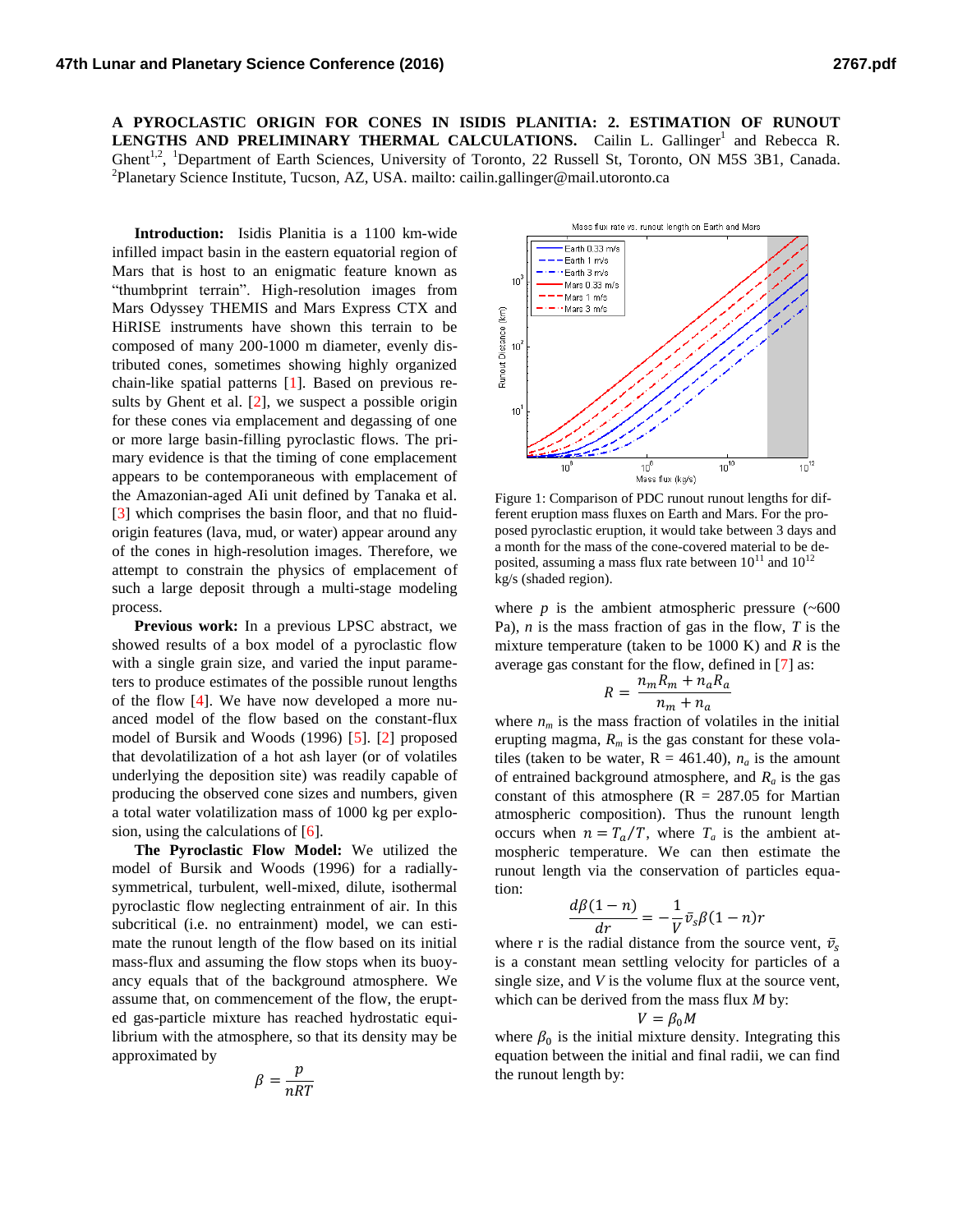**A PYROCLASTIC ORIGIN FOR CONES IN ISIDIS PLANITIA: 2. ESTIMATION OF RUNOUT LENGTHS AND PRELIMINARY THERMAL CALCULATIONS.** Cailin L. Gallinger[1] and Rebecca R. Ghent[1,2], [1]Department of Earth Sciences, University of Toronto, 22 Russell St, Toronto, ON M5S 3B1, Canada. [2]Planetary Science Institute, Tucson, AZ, USA. mailto: cailin.gallinger@mail.utoronto.ca

**Introduction:** Isidis Planitia is a 1100 km-wide infilled impact basin in the eastern equatorial region of Mars that is host to an enigmatic feature known as "thumbprint terrain". High-resolution images from Mars Odyssey THEMIS and Mars Express CTX and HiRISE instruments have shown this terrain to be composed of many 200-1000 m diameter, evenly distributed cones, sometimes showing highly organized chain-like spatial patterns [1]. Based on previous results by Ghent et al. [2], we suspect a possible origin for these cones via emplacement and degassing of one or more large basin-filling pyroclastic flows. The primary evidence is that the timing of cone emplacement appears to be contemporaneous with emplacement of the Amazonian-aged AIi unit defined by Tanaka et al. [3] which comprises the basin floor, and that no fluid-origin features (lava, mud, or water) appear around any of the cones in high-resolution images. Therefore, we attempt to constrain the physics of emplacement of such a large deposit through a multi-stage modeling process.

**Previous work:** In a previous LPSC abstract, we showed results of a box model of a pyroclastic flow with a single grain size, and varied the input parameters to produce estimates of the possible runout lengths of the flow [4]. We have now developed a more nuanced model of the flow based on the constant-flux model of Bursik and Woods (1996) [5]. [2] proposed that devolatilization of a hot ash layer (or of volatiles underlying the deposition site) was readily capable of producing the observed cone sizes and numbers, given a total water volatilization mass of 1000 kg per explosion, using the calculations of [6].

**The Pyroclastic Flow Model:** We utilized the model of Bursik and Woods (1996) for a radially-symmetrical, turbulent, well-mixed, dilute, isothermal pyroclastic flow neglecting entrainment of air. In this subcritical (i.e. no entrainment) model, we can estimate the runout length of the flow based on its initial mass-flux and assuming the flow stops when its buoyancy equals that of the background atmosphere. We assume that, on commencement of the flow, the erupted gas-particle mixture has reached hydrostatic equilibrium with the atmosphere, so that its density may be approximated by

$$\beta = \frac{p}{nRT}$$

Figure 1: Comparison of PDC runout runout lengths for different eruption mass fluxes on Earth and Mars. For the proposed pyroclastic eruption, it would take between 3 days and a month for the mass of the cone-covered material to be deposited, assuming a mass flux rate between $10^{11}$ and $10^{12}$ kg/s (shaded region).

where $p$ is the ambient atmospheric pressure (~600 Pa), $n$ is the mass fraction of gas in the flow, $T$ is the mixture temperature (taken to be 1000 K) and $R$ is the average gas constant for the flow, defined in [7] as:

$$R = \frac{n_m R_m + n_a R_a}{n_m + n_a}$$

where $n_m$ is the mass fraction of volatiles in the initial erupting magma, $R_m$ is the gas constant for these volatiles (taken to be water, R = 461.40), $n_a$ is the amount of entrained background atmosphere, and $R_a$ is the gas constant of this atmosphere (R = 287.05 for Martian atmospheric composition). Thus the runout length occurs when $n = T_a/T$, where $T_a$ is the ambient atmospheric temperature. We can then estimate the runout length via the conservation of particles equation:

$$\frac{d\beta(1-n)}{dr} = -\frac{1}{V}\bar{v}_s\beta(1-n)r$$

where r is the radial distance from the source vent, $\bar{v}_s$ is a constant mean settling velocity for particles of a single size, and $V$ is the volume flux at the source vent, which can be derived from the mass flux $M$ by:

$$V = \beta_0 M$$

where $\beta_0$ is the initial mixture density. Integrating this equation between the initial and final radii, we can find the runout length by: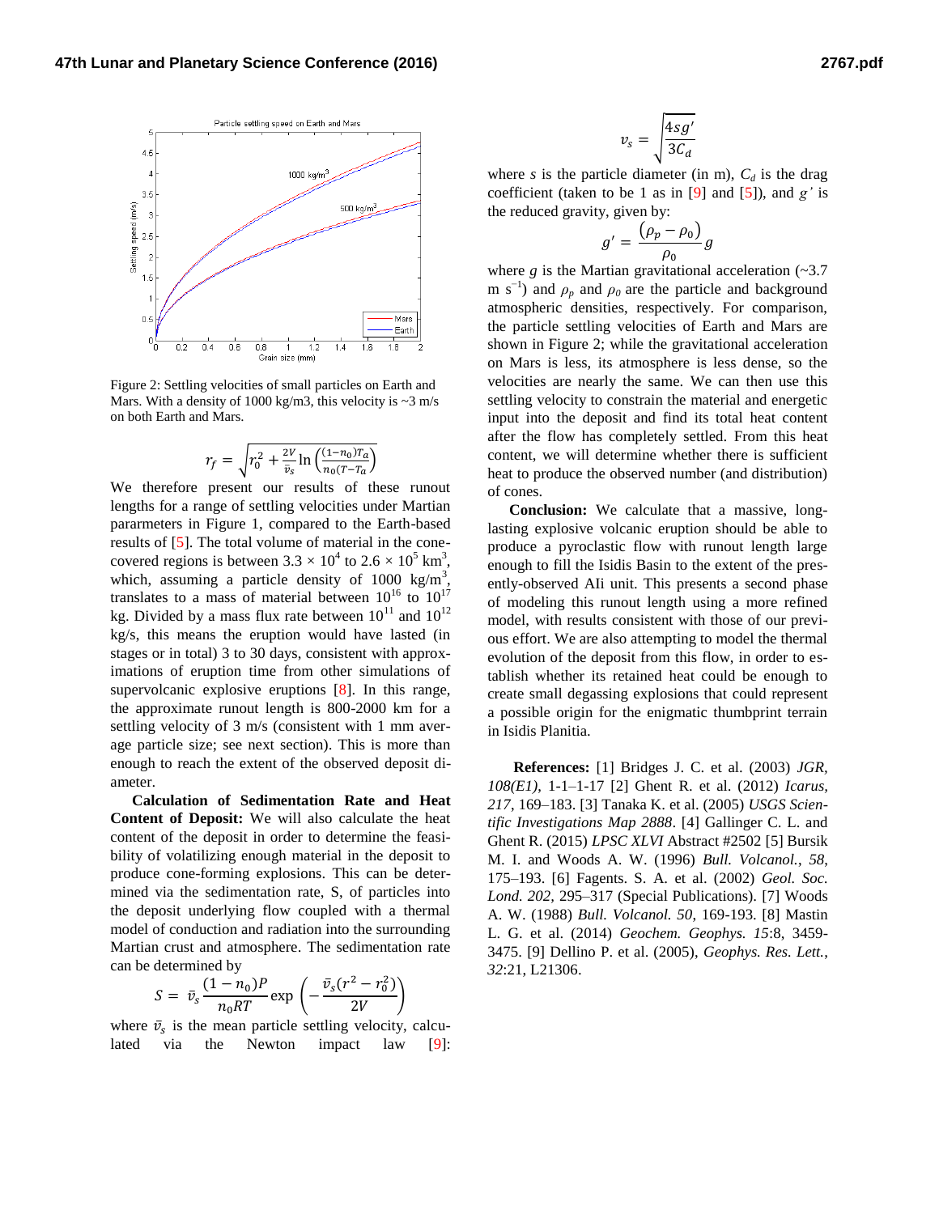Particle settling speed on Earth and Mars

Settling speed (m/s)

5
4.5
4
3.5
3
2.5
2
1.5
1
0.5
0

0 0.2 0.4 0.6 0.8 1 1.2 1.4 1.6 1.8 2

Grain size (mm)

1000 kg/m$^3$

500 kg/m$^3$

Mars
Earth

Figure 2: Settling velocities of small particles on Earth and Mars. With a density of 1000 kg/m3, this velocity is ~3 m/s on both Earth and Mars.

$$r_f = \sqrt{r_0^2 + \frac{2V}{\bar{v}_s}\ln\left(\frac{(1-n_0)T_a}{n_0(T-T_a)}\right)}$$

We therefore present our results of these runout lengths for a range of settling velocities under Martian pararmeters in Figure 1, compared to the Earth-based results of [5]. The total volume of material in the cone-covered regions is between $3.3 \times 10^4$ to $2.6 \times 10^5$ km$^3$, which, assuming a particle density of 1000 kg/m$^3$, translates to a mass of material between $10^{16}$ to $10^{17}$ kg. Divided by a mass flux rate between $10^{11}$ and $10^{12}$ kg/s, this means the eruption would have lasted (in stages or in total) 3 to 30 days, consistent with approximations of eruption time from other simulations of supervolcanic explosive eruptions [8]. In this range, the approximate runout length is 800-2000 km for a settling velocity of 3 m/s (consistent with 1 mm average particle size; see next section). This is more than enough to reach the extent of the observed deposit diameter.

**Calculation of Sedimentation Rate and Heat Content of Deposit:** We will also calculate the heat content of the deposit in order to determine the feasibility of volatilizing enough material in the deposit to produce cone-forming explosions. This can be determined via the sedimentation rate, S, of particles into the deposit underlying the flow coupled with a thermal model of conduction and radiation into the surrounding Martian crust and atmosphere. The sedimentation rate can be determined by

$$S = \bar{v}_s \frac{(1-n_0)P}{n_0 RT} \exp\left(-\frac{\bar{v}_s(r^2 - r_0^2)}{2V}\right)$$

where $\bar{v}_s$ is the mean particle settling velocity, calculated via the Newton impact law [9]:

$$v_s = \sqrt{\frac{4sg'}{3C_d}}$$

where $s$ is the particle diameter (in m), $C_d$ is the drag coefficient (taken to be 1 as in [9] and [5]), and $g'$ is the reduced gravity, given by:

$$g' = \frac{(\rho_p - \rho_0)}{\rho_0} g$$

where $g$ is the Martian gravitational acceleration (~3.7 m s$^{-1}$) and $\rho_p$ and $\rho_0$ are the particle and background atmospheric densities, respectively. For comparison, the particle settling velocities of Earth and Mars are shown in Figure 2; while the gravitational acceleration on Mars is less, its atmosphere is less dense, so the velocities are nearly the same. We can then use this settling velocity to constrain the material and energetic input into the deposit and find its total heat content after the flow has completely settled. From this heat content, we will determine whether there is sufficient heat to produce the observed number (and distribution) of cones.

**Conclusion:** We calculate that a massive, long-lasting explosive volcanic eruption should be able to produce a pyroclastic flow with runout length large enough to fill the Isidis Basin to the extent of the presently-observed AIi unit. This presents a second phase of modeling this runout length using a more refined model, with results consistent with those of our previous effort. We are also attempting to model the thermal evolution of the deposit from this flow, in order to establish whether its retained heat could be enough to create small degassing explosions that could represent a possible origin for the enigmatic thumbprint terrain in Isidis Planitia.

**References:** [1] Bridges J. C. et al. (2003) *JGR, 108(E1)*, 1-1–1-17 [2] Ghent R. et al. (2012) *Icarus, 217*, 169–183. [3] Tanaka K. et al. (2005) *USGS Scientific Investigations Map 2888*. [4] Gallinger C. L. and Ghent R. (2015) *LPSC XLVI* Abstract #2502 [5] Bursik M. I. and Woods A. W. (1996) *Bull. Volcanol., 58*, 175–193. [6] Fagents. S. A. et al. (2002) *Geol. Soc. Lond. 202*, 295–317 (Special Publications). [7] Woods A. W. (1988) *Bull. Volcanol. 50*, 169-193. [8] Mastin L. G. et al. (2014) *Geochem. Geophys. 15*:8, 3459-3475. [9] Dellino P. et al. (2005), *Geophys. Res. Lett., 32*:21, L21306.